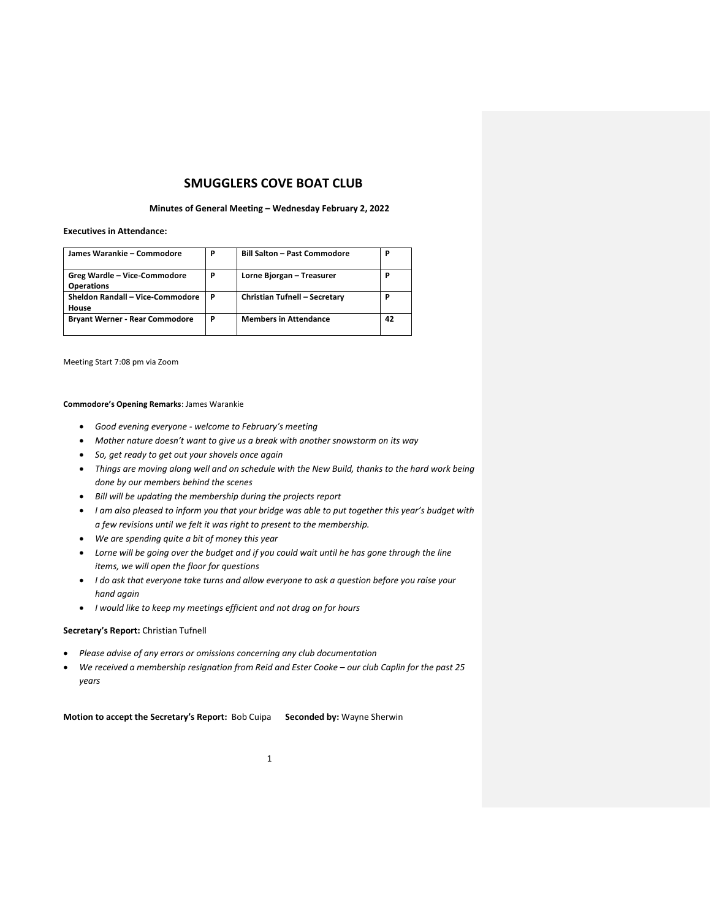# SMUGGLERS COVE BOAT CLUB

**Minutes of General Meeting – Wednesday February 2, 2022**

**Executives in Attendance:**

| | | | |
|---|---|---|---|
| **James Warankie – Commodore** | **P** | **Bill Salton – Past Commodore** | **P** |
| **Greg Wardle – Vice-Commodore Operations** | **P** | **Lorne Bjorgan – Treasurer** | **P** |
| **Sheldon Randall – Vice-Commodore House** | **P** | **Christian Tufnell – Secretary** | **P** |
| **Bryant Werner - Rear Commodore** | **P** | **Members in Attendance** | **42** |

Meeting Start 7:08 pm via Zoom

**Commodore's Opening Remarks**: James Warankie

- *Good evening everyone - welcome to February's meeting*
- *Mother nature doesn't want to give us a break with another snowstorm on its way*
- *So, get ready to get out your shovels once again*
- *Things are moving along well and on schedule with the New Build, thanks to the hard work being done by our members behind the scenes*
- *Bill will be updating the membership during the projects report*
- *I am also pleased to inform you that your bridge was able to put together this year's budget with a few revisions until we felt it was right to present to the membership.*
- *We are spending quite a bit of money this year*
- *Lorne will be going over the budget and if you could wait until he has gone through the line items, we will open the floor for questions*
- *I do ask that everyone take turns and allow everyone to ask a question before you raise your hand again*
- *I would like to keep my meetings efficient and not drag on for hours*

**Secretary's Report:** Christian Tufnell

- *Please advise of any errors or omissions concerning any club documentation*
- *We received a membership resignation from Reid and Ester Cooke – our club Caplin for the past 25 years*

**Motion to accept the Secretary's Report:** Bob Cuipa **Seconded by:** Wayne Sherwin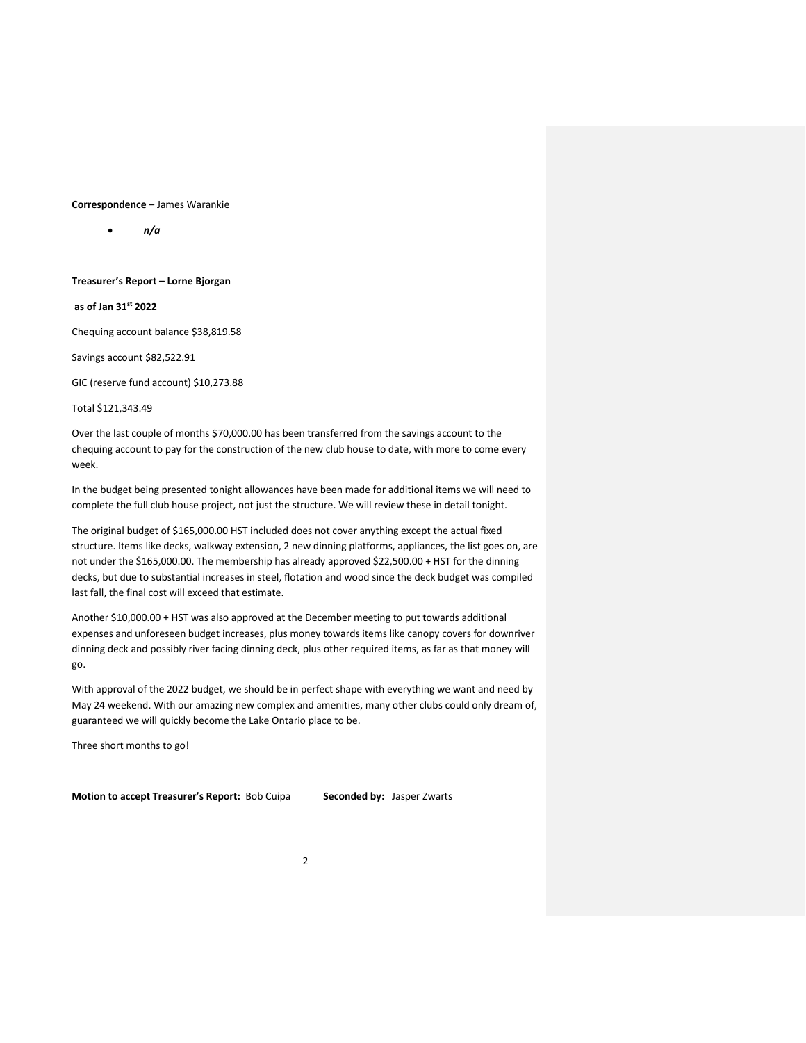**Correspondence** – James Warankie

- ***n/a***

**Treasurer's Report – Lorne Bjorgan**

**as of Jan 31st 2022**

Chequing account balance $38,819.58

Savings account $82,522.91

GIC (reserve fund account) $10,273.88

Total $121,343.49

Over the last couple of months $70,000.00 has been transferred from the savings account to the chequing account to pay for the construction of the new club house to date, with more to come every week.

In the budget being presented tonight allowances have been made for additional items we will need to complete the full club house project, not just the structure. We will review these in detail tonight.

The original budget of $165,000.00 HST included does not cover anything except the actual fixed structure. Items like decks, walkway extension, 2 new dinning platforms, appliances, the list goes on, are not under the $165,000.00. The membership has already approved $22,500.00 + HST for the dinning decks, but due to substantial increases in steel, flotation and wood since the deck budget was compiled last fall, the final cost will exceed that estimate.

Another $10,000.00 + HST was also approved at the December meeting to put towards additional expenses and unforeseen budget increases, plus money towards items like canopy covers for downriver dinning deck and possibly river facing dinning deck, plus other required items, as far as that money will go.

With approval of the 2022 budget, we should be in perfect shape with everything we want and need by May 24 weekend. With our amazing new complex and amenities, many other clubs could only dream of, guaranteed we will quickly become the Lake Ontario place to be.

Three short months to go!

**Motion to accept Treasurer's Report:** Bob Cuipa **Seconded by:** Jasper Zwarts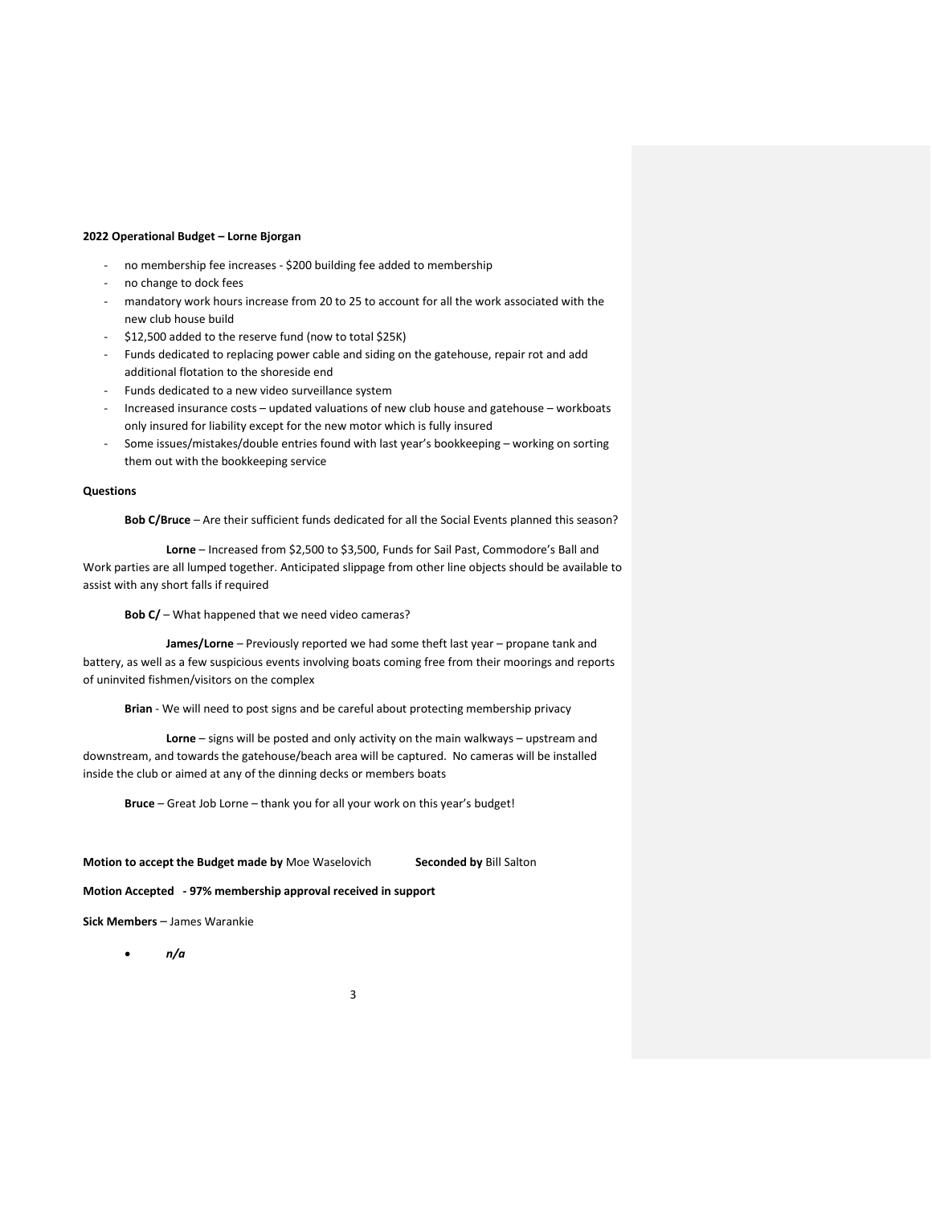**2022 Operational Budget – Lorne Bjorgan**

- no membership fee increases - $200 building fee added to membership
- no change to dock fees
- mandatory work hours increase from 20 to 25 to account for all the work associated with the new club house build
- $12,500 added to the reserve fund (now to total $25K)
- Funds dedicated to replacing power cable and siding on the gatehouse, repair rot and add additional flotation to the shoreside end
- Funds dedicated to a new video surveillance system
- Increased insurance costs – updated valuations of new club house and gatehouse – workboats only insured for liability except for the new motor which is fully insured
- Some issues/mistakes/double entries found with last year's bookkeeping – working on sorting them out with the bookkeeping service

**Questions**

**Bob C/Bruce** – Are their sufficient funds dedicated for all the Social Events planned this season?

**Lorne** – Increased from $2,500 to $3,500, Funds for Sail Past, Commodore's Ball and Work parties are all lumped together. Anticipated slippage from other line objects should be available to assist with any short falls if required

**Bob C/** – What happened that we need video cameras?

**James/Lorne** – Previously reported we had some theft last year – propane tank and battery, as well as a few suspicious events involving boats coming free from their moorings and reports of uninvited fishmen/visitors on the complex

**Brian** - We will need to post signs and be careful about protecting membership privacy

**Lorne** – signs will be posted and only activity on the main walkways – upstream and downstream, and towards the gatehouse/beach area will be captured. No cameras will be installed inside the club or aimed at any of the dinning decks or members boats

**Bruce** – Great Job Lorne – thank you for all your work on this year's budget!

**Motion to accept the Budget made by** Moe Waselovich **Seconded by** Bill Salton

**Motion Accepted - 97% membership approval received in support**

**Sick Members** – James Warankie

- ***n/a***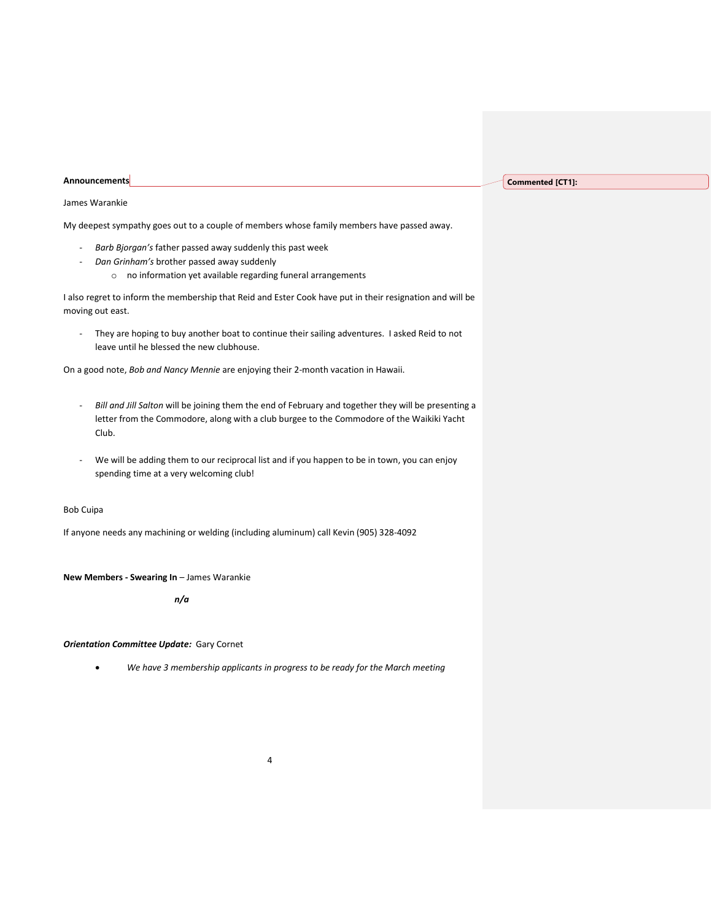**Announcements**

James Warankie

My deepest sympathy goes out to a couple of members whose family members have passed away.

- *Barb Bjorgan's* father passed away suddenly this past week
- *Dan Grinham's* brother passed away suddenly
  - no information yet available regarding funeral arrangements

I also regret to inform the membership that Reid and Ester Cook have put in their resignation and will be moving out east.

- They are hoping to buy another boat to continue their sailing adventures. I asked Reid to not leave until he blessed the new clubhouse.

On a good note, *Bob and Nancy Mennie* are enjoying their 2-month vacation in Hawaii.

- *Bill and Jill Salton* will be joining them the end of February and together they will be presenting a letter from the Commodore, along with a club burgee to the Commodore of the Waikiki Yacht Club.

- We will be adding them to our reciprocal list and if you happen to be in town, you can enjoy spending time at a very welcoming club!

Bob Cuipa

If anyone needs any machining or welding (including aluminum) call Kevin (905) 328-4092

**New Members - Swearing In** – James Warankie

***n/a***

***Orientation Committee Update:*** Gary Cornet

- *We have 3 membership applicants in progress to be ready for the March meeting*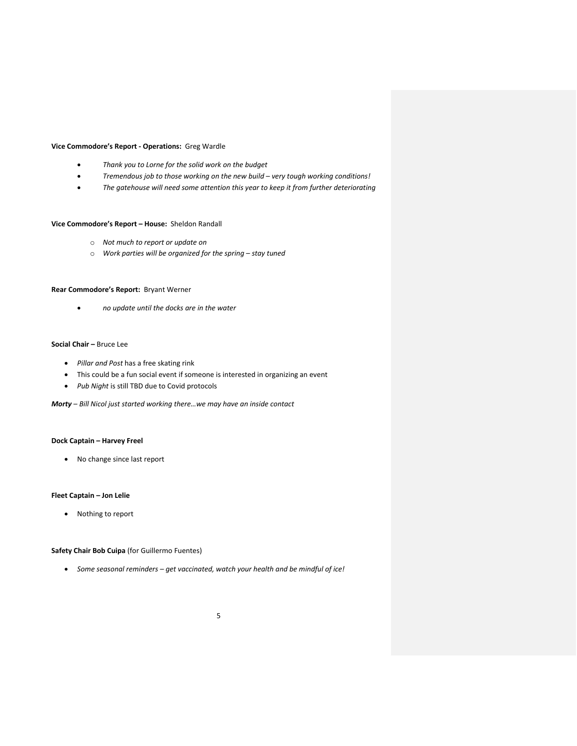**Vice Commodore's Report - Operations:** Greg Wardle

- *Thank you to Lorne for the solid work on the budget*
- *Tremendous job to those working on the new build – very tough working conditions!*
- *The gatehouse will need some attention this year to keep it from further deteriorating*

**Vice Commodore's Report – House:** Sheldon Randall

- *Not much to report or update on*
- *Work parties will be organized for the spring – stay tuned*

**Rear Commodore's Report:** Bryant Werner

- *no update until the docks are in the water*

**Social Chair –** Bruce Lee

- *Pillar and Post* has a free skating rink
- This could be a fun social event if someone is interested in organizing an event
- *Pub Night* is still TBD due to Covid protocols

***Morty*** *– Bill Nicol just started working there…we may have an inside contact*

**Dock Captain – Harvey Freel**

- No change since last report

**Fleet Captain – Jon Lelie**

- Nothing to report

**Safety Chair Bob Cuipa** (for Guillermo Fuentes)

- *Some seasonal reminders – get vaccinated, watch your health and be mindful of ice!*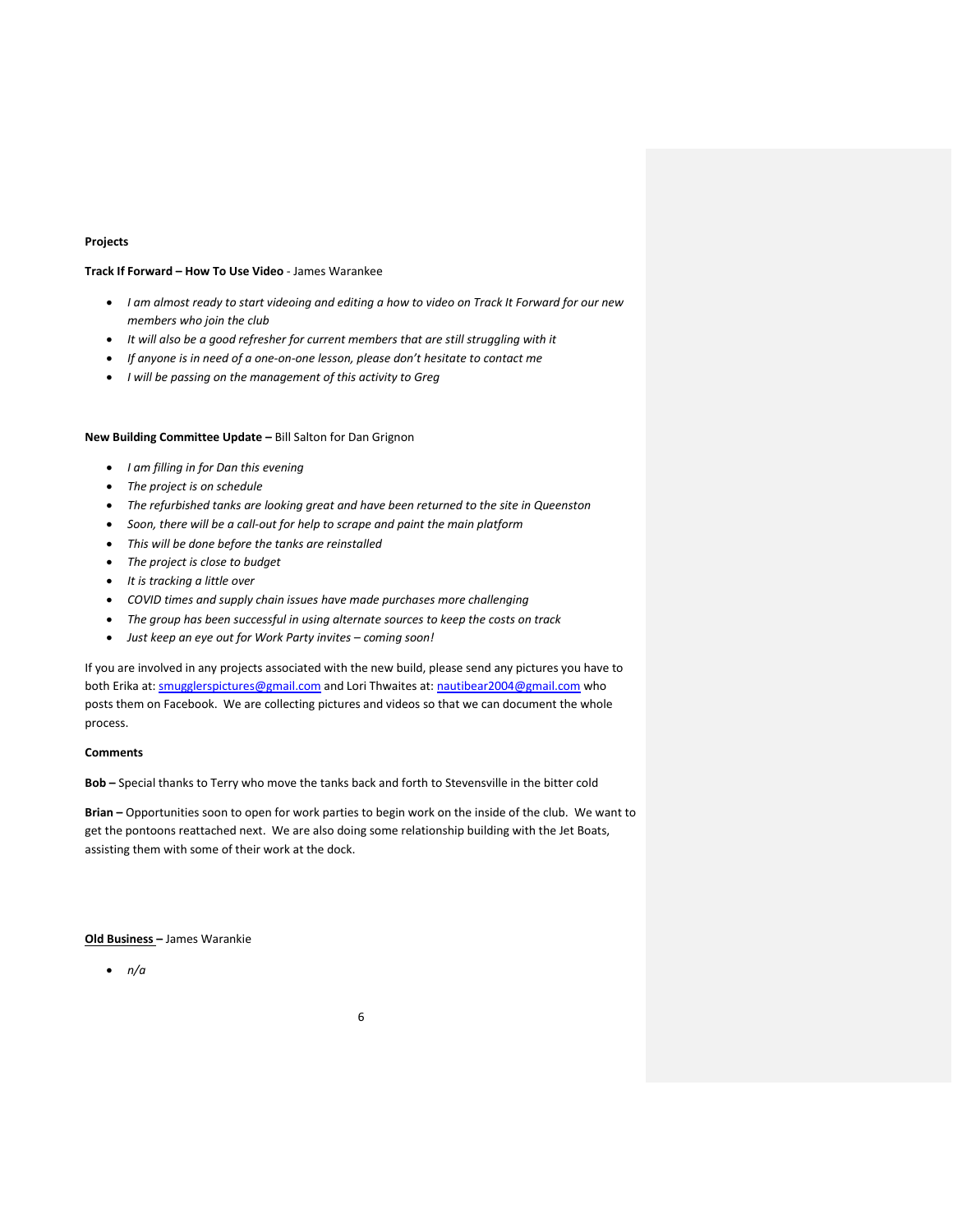**Projects**

**Track If Forward – How To Use Video** - James Warankee

- *I am almost ready to start videoing and editing a how to video on Track It Forward for our new members who join the club*
- *It will also be a good refresher for current members that are still struggling with it*
- *If anyone is in need of a one-on-one lesson, please don't hesitate to contact me*
- *I will be passing on the management of this activity to Greg*

**New Building Committee Update –** Bill Salton for Dan Grignon

- *I am filling in for Dan this evening*
- *The project is on schedule*
- *The refurbished tanks are looking great and have been returned to the site in Queenston*
- *Soon, there will be a call-out for help to scrape and paint the main platform*
- *This will be done before the tanks are reinstalled*
- *The project is close to budget*
- *It is tracking a little over*
- *COVID times and supply chain issues have made purchases more challenging*
- *The group has been successful in using alternate sources to keep the costs on track*
- *Just keep an eye out for Work Party invites – coming soon!*

If you are involved in any projects associated with the new build, please send any pictures you have to both Erika at: smugglerspictures@gmail.com and Lori Thwaites at: nautibear2004@gmail.com who posts them on Facebook. We are collecting pictures and videos so that we can document the whole process.

**Comments**

**Bob –** Special thanks to Terry who move the tanks back and forth to Stevensville in the bitter cold

**Brian –** Opportunities soon to open for work parties to begin work on the inside of the club. We want to get the pontoons reattached next. We are also doing some relationship building with the Jet Boats, assisting them with some of their work at the dock.

**Old Business –** James Warankie

- *n/a*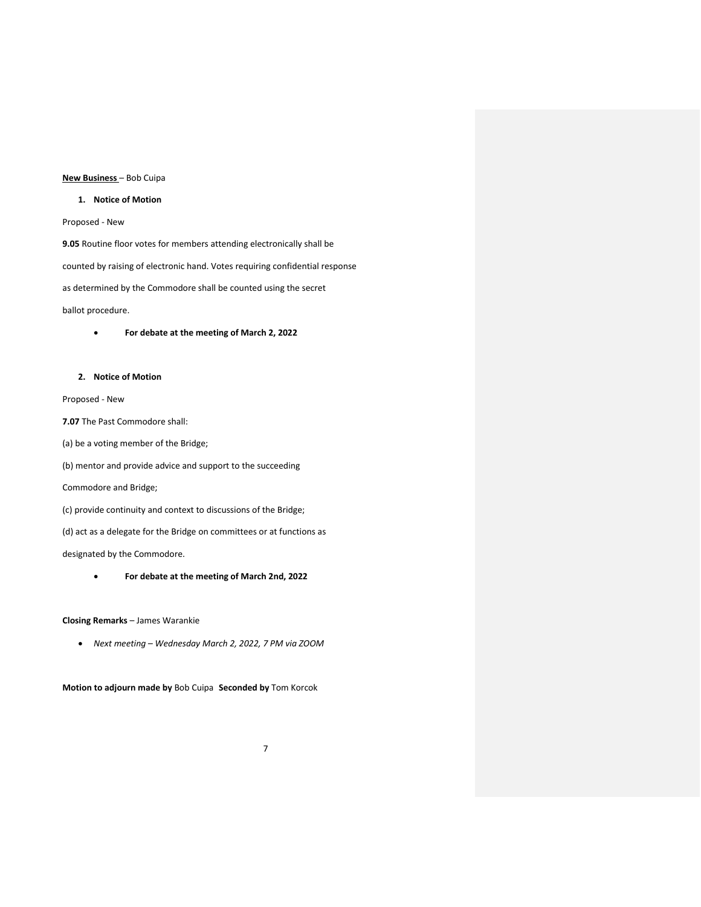**New Business** – Bob Cuipa

1. **Notice of Motion**

Proposed - New

**9.05** Routine floor votes for members attending electronically shall be counted by raising of electronic hand. Votes requiring confidential response as determined by the Commodore shall be counted using the secret ballot procedure.

- **For debate at the meeting of March 2, 2022**

2. **Notice of Motion**

Proposed - New

**7.07** The Past Commodore shall:

(a) be a voting member of the Bridge;

(b) mentor and provide advice and support to the succeeding Commodore and Bridge;

(c) provide continuity and context to discussions of the Bridge;

(d) act as a delegate for the Bridge on committees or at functions as designated by the Commodore.

- **For debate at the meeting of March 2nd, 2022**

**Closing Remarks** – James Warankie

- *Next meeting – Wednesday March 2, 2022, 7 PM via ZOOM*

**Motion to adjourn made by** Bob Cuipa **Seconded by** Tom Korcok